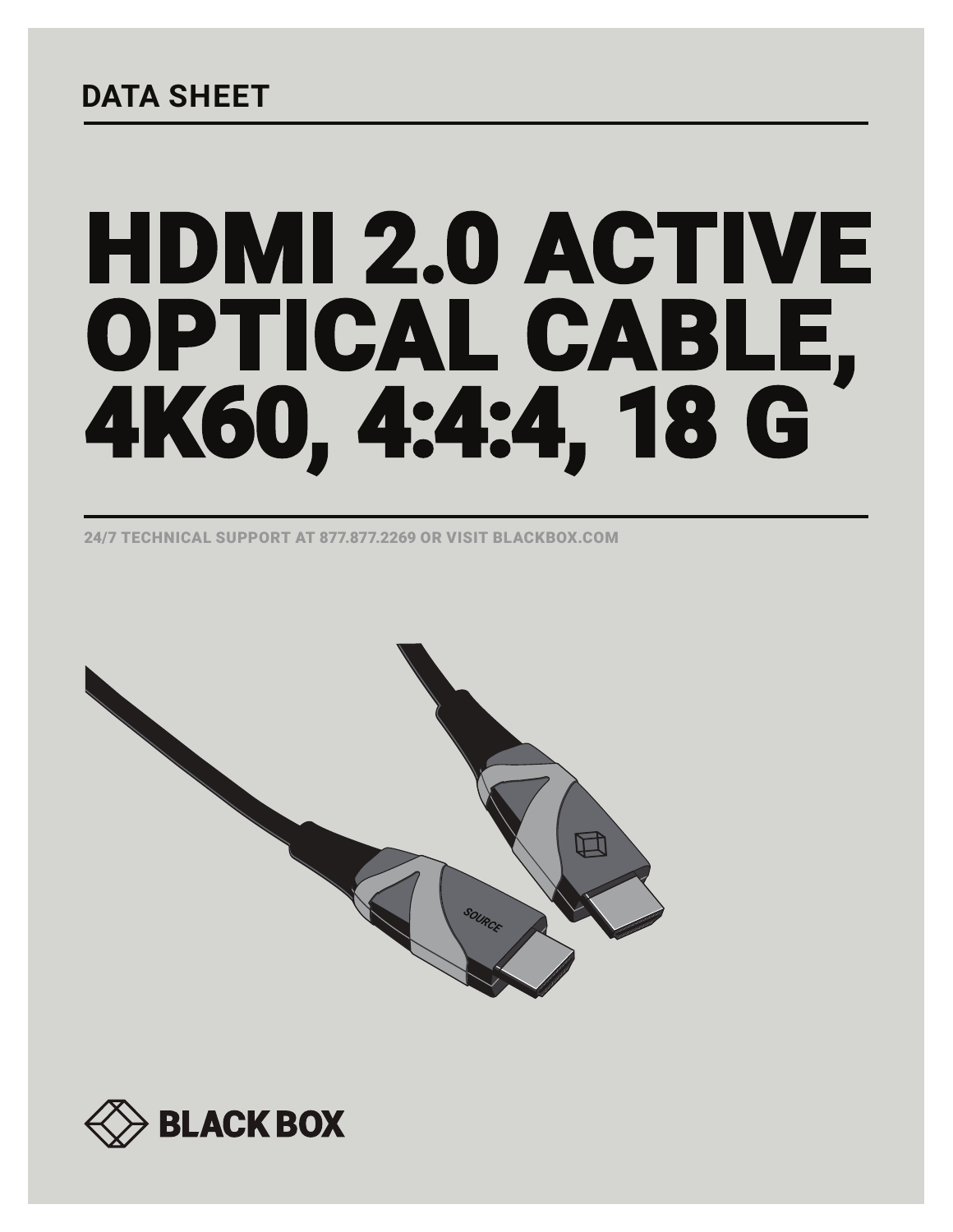DATA SHEET

# HDMI 2.0 ACTIVE OPTICAL CABLE, 4K60, 4:4:4, 18 G

24/7 TECHNICAL SUPPORT AT 877.877.2269 OR VISIT BLACKBOX.COM

BLACK BOX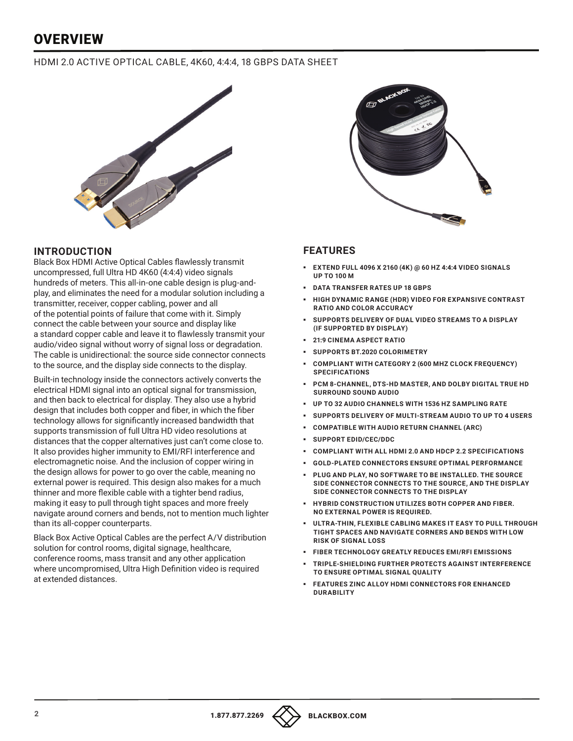# OVERVIEW

HDMI 2.0 ACTIVE OPTICAL CABLE, 4K60, 4:4:4, 18 GBPS DATA SHEET

## INTRODUCTION

Black Box HDMI Active Optical Cables flawlessly transmit uncompressed, full Ultra HD 4K60 (4:4:4) video signals hundreds of meters. This all-in-one cable design is plug-and-play, and eliminates the need for a modular solution including a transmitter, receiver, copper cabling, power and all of the potential points of failure that come with it. Simply connect the cable between your source and display like a standard copper cable and leave it to flawlessly transmit your audio/video signal without worry of signal loss or degradation. The cable is unidirectional: the source side connector connects to the source, and the display side connects to the display.

Built-in technology inside the connectors actively converts the electrical HDMI signal into an optical signal for transmission, and then back to electrical for display. They also use a hybrid design that includes both copper and fiber, in which the fiber technology allows for significantly increased bandwidth that supports transmission of full Ultra HD video resolutions at distances that the copper alternatives just can't come close to. It also provides higher immunity to EMI/RFI interference and electromagnetic noise. And the inclusion of copper wiring in the design allows for power to go over the cable, meaning no external power is required. This design also makes for a much thinner and more flexible cable with a tighter bend radius, making it easy to pull through tight spaces and more freely navigate around corners and bends, not to mention much lighter than its all-copper counterparts.

Black Box Active Optical Cables are the perfect A/V distribution solution for control rooms, digital signage, healthcare, conference rooms, mass transit and any other application where uncompromised, Ultra High Definition video is required at extended distances.

## FEATURES

- EXTEND FULL 4096 X 2160 (4K) @ 60 HZ 4:4:4 VIDEO SIGNALS UP TO 100 M
- DATA TRANSFER RATES UP 18 GBPS
- HIGH DYNAMIC RANGE (HDR) VIDEO FOR EXPANSIVE CONTRAST RATIO AND COLOR ACCURACY
- SUPPORTS DELIVERY OF DUAL VIDEO STREAMS TO A DISPLAY (IF SUPPORTED BY DISPLAY)
- 21:9 CINEMA ASPECT RATIO
- SUPPORTS BT.2020 COLORIMETRY
- COMPLIANT WITH CATEGORY 2 (600 MHZ CLOCK FREQUENCY) SPECIFICATIONS
- PCM 8-CHANNEL, DTS-HD MASTER, AND DOLBY DIGITAL TRUE HD SURROUND SOUND AUDIO
- UP TO 32 AUDIO CHANNELS WITH 1536 HZ SAMPLING RATE
- SUPPORTS DELIVERY OF MULTI-STREAM AUDIO TO UP TO 4 USERS
- COMPATIBLE WITH AUDIO RETURN CHANNEL (ARC)
- SUPPORT EDID/CEC/DDC
- COMPLIANT WITH ALL HDMI 2.0 AND HDCP 2.2 SPECIFICATIONS
- GOLD-PLATED CONNECTORS ENSURE OPTIMAL PERFORMANCE
- PLUG AND PLAY, NO SOFTWARE TO BE INSTALLED. THE SOURCE SIDE CONNECTOR CONNECTS TO THE SOURCE, AND THE DISPLAY SIDE CONNECTOR CONNECTS TO THE DISPLAY
- HYBRID CONSTRUCTION UTILIZES BOTH COPPER AND FIBER. NO EXTERNAL POWER IS REQUIRED.
- ULTRA-THIN, FLEXIBLE CABLING MAKES IT EASY TO PULL THROUGH TIGHT SPACES AND NAVIGATE CORNERS AND BENDS WITH LOW RISK OF SIGNAL LOSS
- FIBER TECHNOLOGY GREATLY REDUCES EMI/RFI EMISSIONS
- TRIPLE-SHIELDING FURTHER PROTECTS AGAINST INTERFERENCE TO ENSURE OPTIMAL SIGNAL QUALITY
- FEATURES ZINC ALLOY HDMI CONNECTORS FOR ENHANCED DURABILITY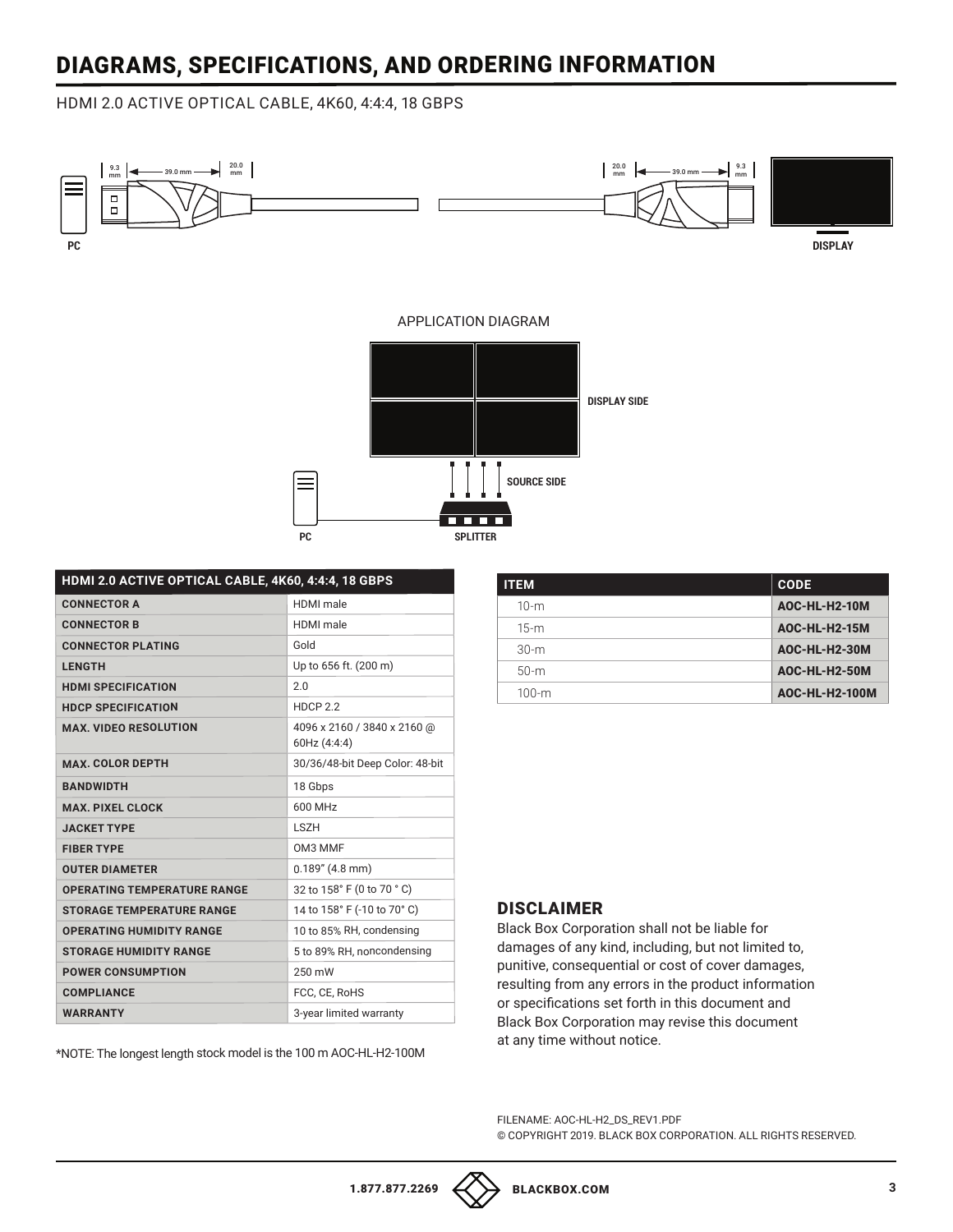# DIAGRAMS, SPECIFICATIONS, AND ORDERING INFORMATION

HDMI 2.0 ACTIVE OPTICAL CABLE, 4K60, 4:4:4, 18 GBPS

9.3 mm
39.0 mm
20.0 mm
20.0 mm
39.0 mm
9.3 mm
PC
DISPLAY

APPLICATION DIAGRAM

DISPLAY SIDE
SOURCE SIDE
PC
SPLITTER

| HDMI 2.0 ACTIVE OPTICAL CABLE, 4K60, 4:4:4, 18 GBPS | |
|---|---|
| **CONNECTOR A** | HDMI male |
| **CONNECTOR B** | HDMI male |
| **CONNECTOR PLATING** | Gold |
| **LENGTH** | Up to 656 ft. (200 m) |
| **HDMI SPECIFICATION** | 2.0 |
| **HDCP SPECIFICATION** | HDCP 2.2 |
| **MAX. VIDEO RESOLUTION** | 4096 x 2160 / 3840 x 2160 @ 60Hz (4:4:4) |
| **MAX. COLOR DEPTH** | 30/36/48-bit Deep Color: 48-bit |
| **BANDWIDTH** | 18 Gbps |
| **MAX. PIXEL CLOCK** | 600 MHz |
| **JACKET TYPE** | LSZH |
| **FIBER TYPE** | OM3 MMF |
| **OUTER DIAMETER** | 0.189" (4.8 mm) |
| **OPERATING TEMPERATURE RANGE** | 32 to 158° F (0 to 70 ° C) |
| **STORAGE TEMPERATURE RANGE** | 14 to 158° F (-10 to 70° C) |
| **OPERATING HUMIDITY RANGE** | 10 to 85% RH, condensing |
| **STORAGE HUMIDITY RANGE** | 5 to 89% RH, noncondensing |
| **POWER CONSUMPTION** | 250 mW |
| **COMPLIANCE** | FCC, CE, RoHS |
| **WARRANTY** | 3-year limited warranty |

*NOTE: The longest length stock model is the 100 m AOC-HL-H2-100M

| ITEM | CODE |
|---|---|
| 10-m | **AOC-HL-H2-10M** |
| 15-m | **AOC-HL-H2-15M** |
| 30-m | **AOC-HL-H2-30M** |
| 50-m | **AOC-HL-H2-50M** |
| 100-m | **AOC-HL-H2-100M** |

## DISCLAIMER

Black Box Corporation shall not be liable for damages of any kind, including, but not limited to, punitive, consequential or cost of cover damages, resulting from any errors in the product information or specifications set forth in this document and Black Box Corporation may revise this document at any time without notice.

FILENAME: AOC-HL-H2_DS_REV1.PDF
© COPYRIGHT 2019. BLACK BOX CORPORATION. ALL RIGHTS RESERVED.